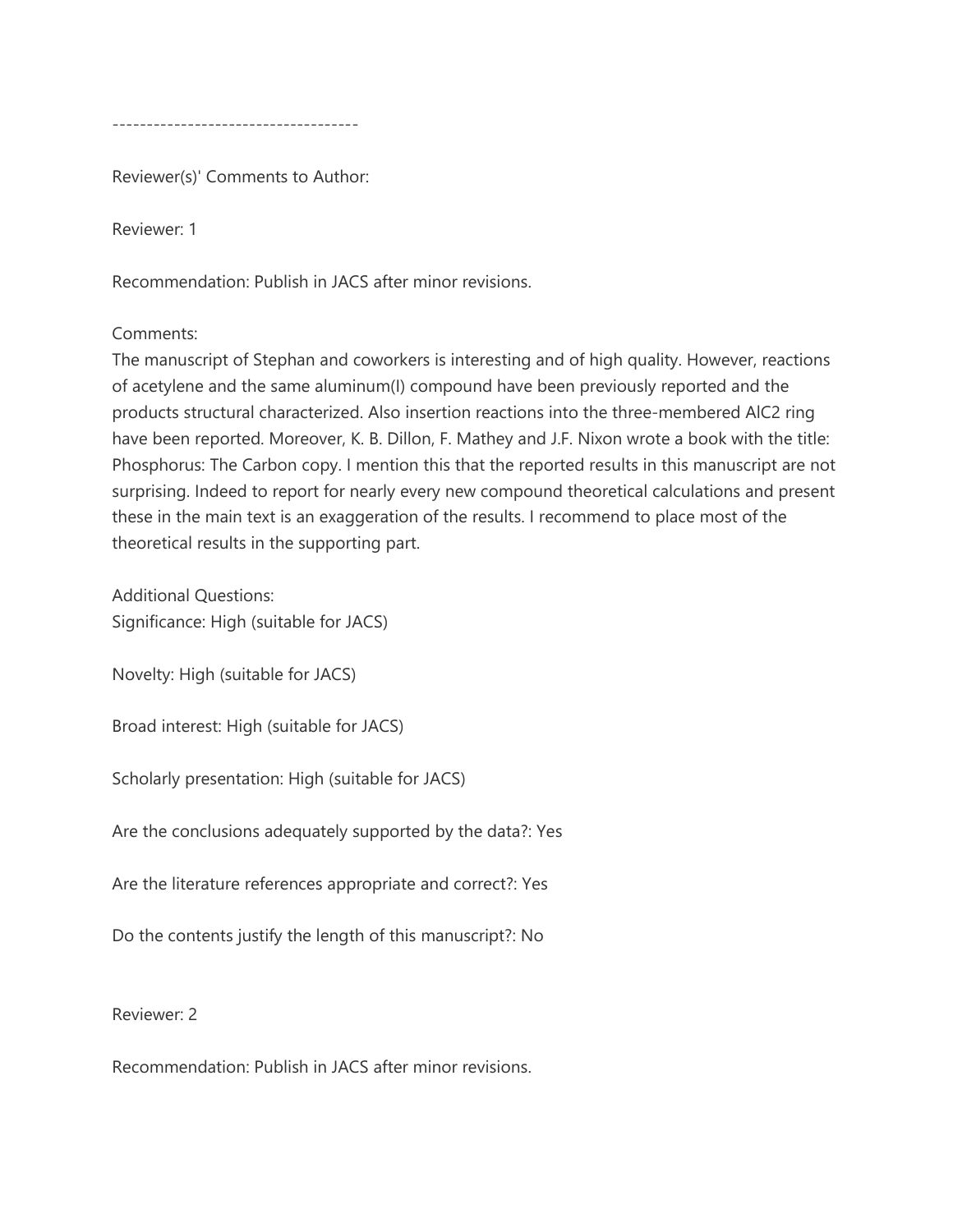------------------------------------

Reviewer(s)' Comments to Author:

Reviewer: 1

Recommendation: Publish in JACS after minor revisions.

Comments:
The manuscript of Stephan and coworkers is interesting and of high quality. However, reactions of acetylene and the same aluminum(I) compound have been previously reported and the products structural characterized. Also insertion reactions into the three-membered $AlC_2$ ring have been reported. Moreover, K. B. Dillon, F. Mathey and J.F. Nixon wrote a book with the title: Phosphorus: The Carbon copy. I mention this that the reported results in this manuscript are not surprising. Indeed to report for nearly every new compound theoretical calculations and present these in the main text is an exaggeration of the results. I recommend to place most of the theoretical results in the supporting part.

Additional Questions:
Significance: High (suitable for JACS)

Novelty: High (suitable for JACS)

Broad interest: High (suitable for JACS)

Scholarly presentation: High (suitable for JACS)

Are the conclusions adequately supported by the data?: Yes

Are the literature references appropriate and correct?: Yes

Do the contents justify the length of this manuscript?: No

Reviewer: 2

Recommendation: Publish in JACS after minor revisions.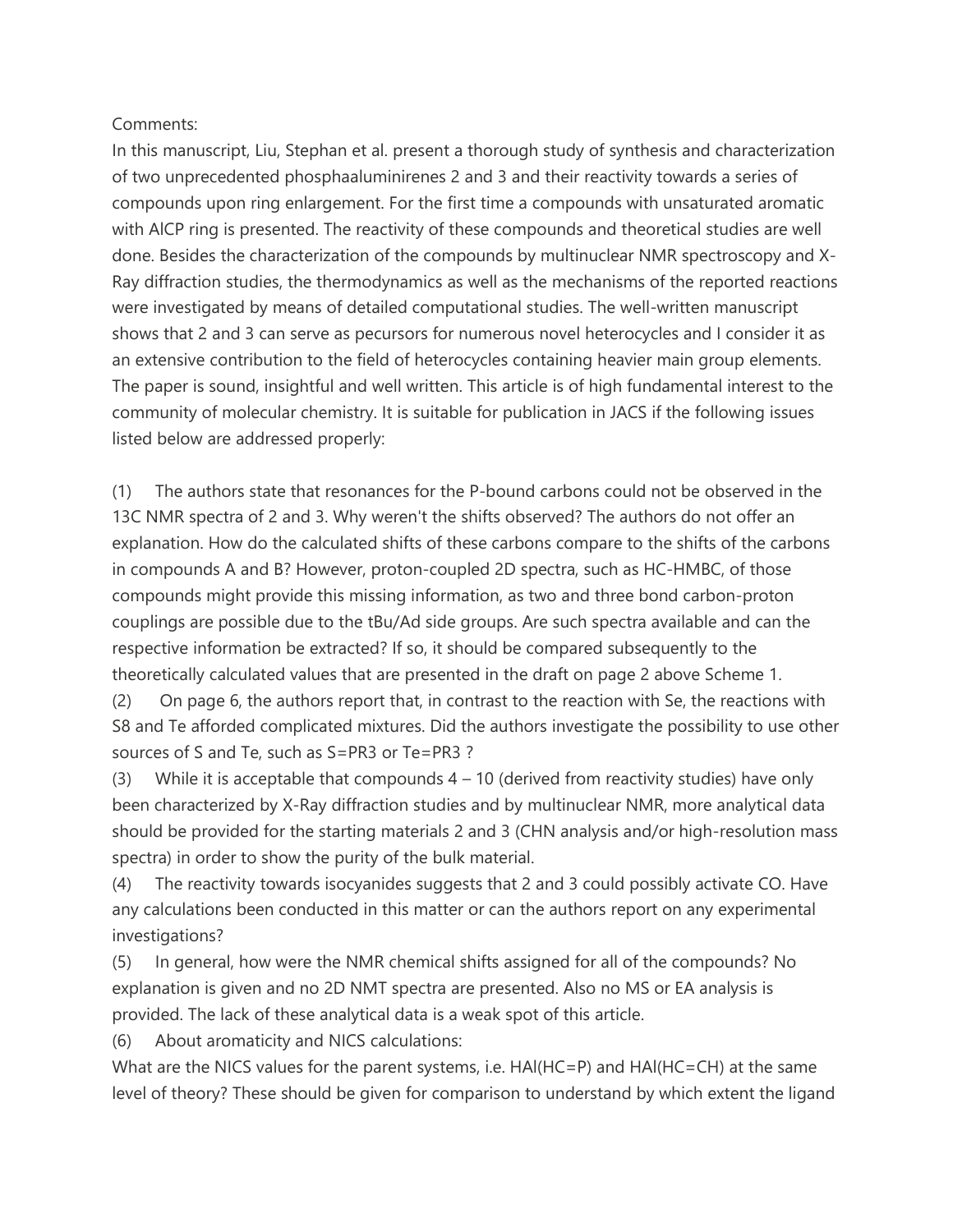Comments:

In this manuscript, Liu, Stephan et al. present a thorough study of synthesis and characterization of two unprecedented phosphaaluminirenes 2 and 3 and their reactivity towards a series of compounds upon ring enlargement. For the first time a compounds with unsaturated aromatic with AlCP ring is presented. The reactivity of these compounds and theoretical studies are well done. Besides the characterization of the compounds by multinuclear NMR spectroscopy and X-Ray diffraction studies, the thermodynamics as well as the mechanisms of the reported reactions were investigated by means of detailed computational studies. The well-written manuscript shows that 2 and 3 can serve as pecursors for numerous novel heterocycles and I consider it as an extensive contribution to the field of heterocycles containing heavier main group elements. The paper is sound, insightful and well written. This article is of high fundamental interest to the community of molecular chemistry. It is suitable for publication in JACS if the following issues listed below are addressed properly:

(1) The authors state that resonances for the P-bound carbons could not be observed in the 13C NMR spectra of 2 and 3. Why weren't the shifts observed? The authors do not offer an explanation. How do the calculated shifts of these carbons compare to the shifts of the carbons in compounds A and B? However, proton-coupled 2D spectra, such as HC-HMBC, of those compounds might provide this missing information, as two and three bond carbon-proton couplings are possible due to the tBu/Ad side groups. Are such spectra available and can the respective information be extracted? If so, it should be compared subsequently to the theoretically calculated values that are presented in the draft on page 2 above Scheme 1.

(2) On page 6, the authors report that, in contrast to the reaction with Se, the reactions with S8 and Te afforded complicated mixtures. Did the authors investigate the possibility to use other sources of S and Te, such as S=PR3 or Te=PR3 ?

(3) While it is acceptable that compounds 4 – 10 (derived from reactivity studies) have only been characterized by X-Ray diffraction studies and by multinuclear NMR, more analytical data should be provided for the starting materials 2 and 3 (CHN analysis and/or high-resolution mass spectra) in order to show the purity of the bulk material.

(4) The reactivity towards isocyanides suggests that 2 and 3 could possibly activate CO. Have any calculations been conducted in this matter or can the authors report on any experimental investigations?

(5) In general, how were the NMR chemical shifts assigned for all of the compounds? No explanation is given and no 2D NMT spectra are presented. Also no MS or EA analysis is provided. The lack of these analytical data is a weak spot of this article.

(6) About aromaticity and NICS calculations:

What are the NICS values for the parent systems, i.e. HAl(HC=P) and HAl(HC=CH) at the same level of theory? These should be given for comparison to understand by which extent the ligand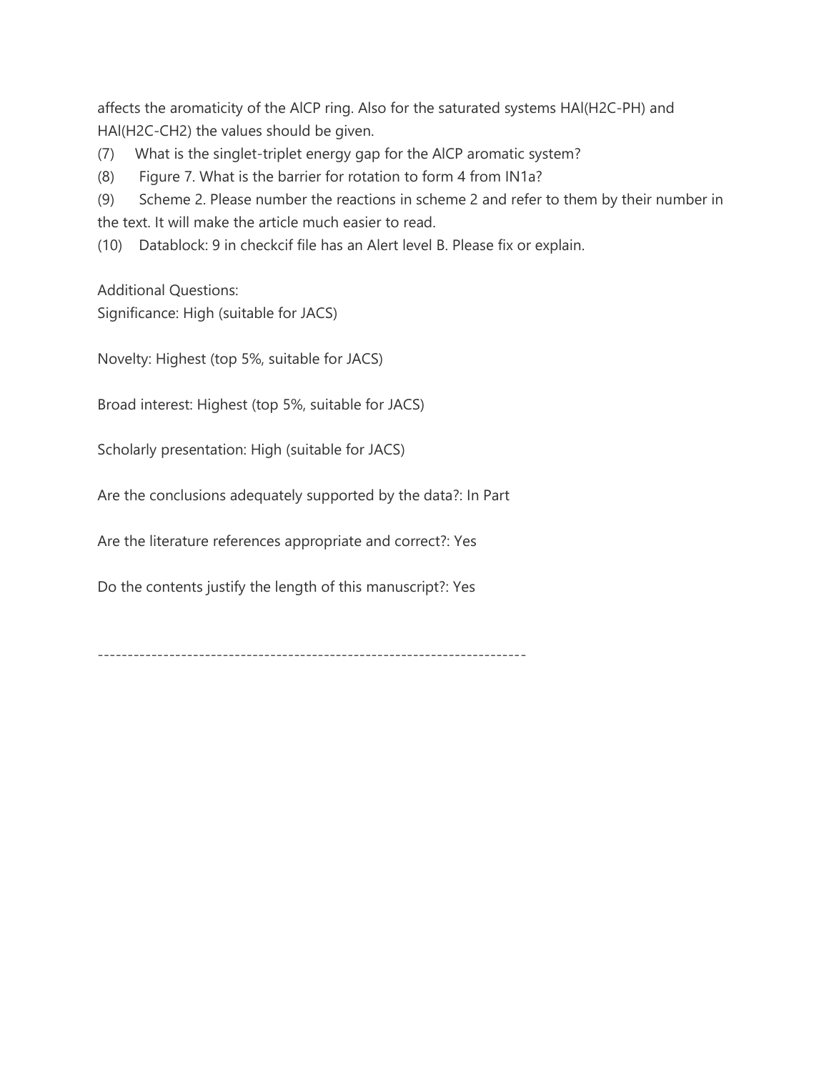affects the aromaticity of the AlCP ring. Also for the saturated systems HAl(H2C-PH) and HAl(H2C-CH2) the values should be given.

(7) What is the singlet-triplet energy gap for the AlCP aromatic system?

(8) Figure 7. What is the barrier for rotation to form 4 from IN1a?

(9) Scheme 2. Please number the reactions in scheme 2 and refer to them by their number in the text. It will make the article much easier to read.

(10) Datablock: 9 in checkcif file has an Alert level B. Please fix or explain.

Additional Questions:
Significance: High (suitable for JACS)

Novelty: Highest (top 5%, suitable for JACS)

Broad interest: Highest (top 5%, suitable for JACS)

Scholarly presentation: High (suitable for JACS)

Are the conclusions adequately supported by the data?: In Part

Are the literature references appropriate and correct?: Yes

Do the contents justify the length of this manuscript?: Yes

------------------------------------------------------------------------